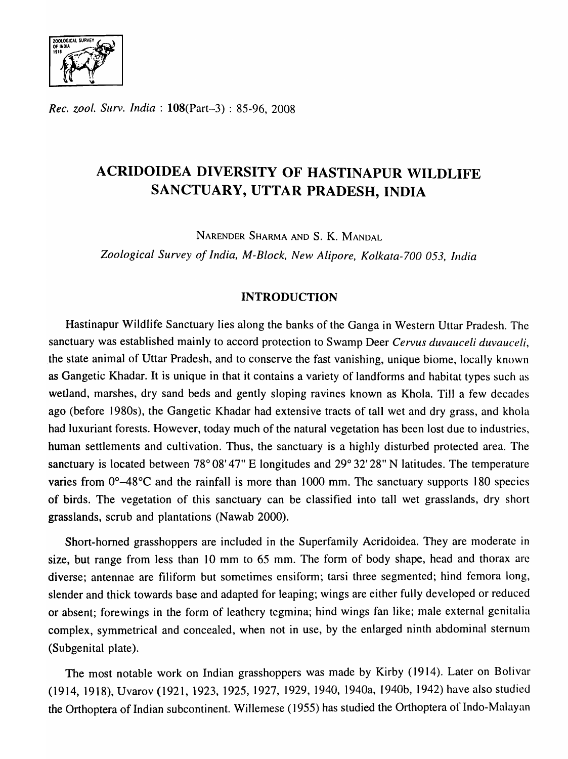*Rec. zool. Surv. India* : **108**(Part–3) : 85-96, 2008

# ACRIDOIDEA DIVERSITY OF HASTINAPUR WILDLIFE SANCTUARY, UTTAR PRADESH, INDIA

NARENDER SHARMA AND S. K. MANDAL

*Zoological Survey of India, M-Block, New Alipore, Kolkata-700 053, India*

## INTRODUCTION

Hastinapur Wildlife Sanctuary lies along the banks of the Ganga in Western Uttar Pradesh. The sanctuary was established mainly to accord protection to Swamp Deer *Cervus duvauceli duvauceli*, the state animal of Uttar Pradesh, and to conserve the fast vanishing, unique biome, locally known as Gangetic Khadar. It is unique in that it contains a variety of landforms and habitat types such as wetland, marshes, dry sand beds and gently sloping ravines known as Khola. Till a few decades ago (before 1980s), the Gangetic Khadar had extensive tracts of tall wet and dry grass, and khola had luxuriant forests. However, today much of the natural vegetation has been lost due to industries, human settlements and cultivation. Thus, the sanctuary is a highly disturbed protected area. The sanctuary is located between 78° 08' 47" E longitudes and 29° 32' 28" N latitudes. The temperature varies from 0°–48°C and the rainfall is more than 1000 mm. The sanctuary supports 180 species of birds. The vegetation of this sanctuary can be classified into tall wet grasslands, dry short grasslands, scrub and plantations (Nawab 2000).

Short-horned grasshoppers are included in the Superfamily Acridoidea. They are moderate in size, but range from less than 10 mm to 65 mm. The form of body shape, head and thorax are diverse; antennae are filiform but sometimes ensiform; tarsi three segmented; hind femora long, slender and thick towards base and adapted for leaping; wings are either fully developed or reduced or absent; forewings in the form of leathery tegmina; hind wings fan like; male external genitalia complex, symmetrical and concealed, when not in use, by the enlarged ninth abdominal sternum (Subgenital plate).

The most notable work on Indian grasshoppers was made by Kirby (1914). Later on Bolivar (1914, 1918), Uvarov (1921, 1923, 1925, 1927, 1929, 1940, 1940a, 1940b, 1942) have also studied the Orthoptera of Indian subcontinent. Willemese (1955) has studied the Orthoptera of Indo-Malayan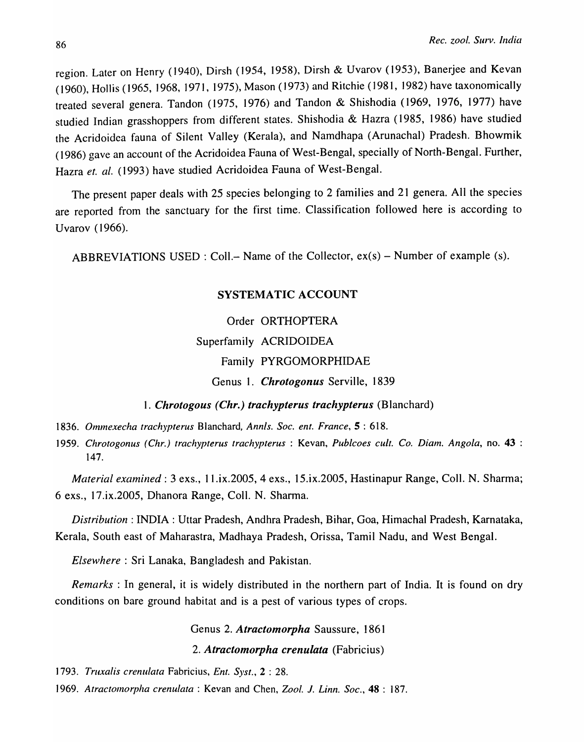region. Later on Henry (1940), Dirsh (1954, 1958), Dirsh & Uvarov (1953), Banerjee and Kevan (1960), Hollis (1965, 1968, 1971, 1975), Mason (1973) and Ritchie (1981, 1982) have taxonomically treated several genera. Tandon (1975, 1976) and Tandon & Shishodia (1969, 1976, 1977) have studied Indian grasshoppers from different states. Shishodia & Hazra (1985, 1986) have studied the Acridoidea fauna of Silent Valley (Kerala), and Namdhapa (Arunachal) Pradesh. Bhowmik (1986) gave an account of the Acridoidea Fauna of West-Bengal, specially of North-Bengal. Further, Hazra *et. al.* (1993) have studied Acridoidea Fauna of West-Bengal.

The present paper deals with 25 species belonging to 2 families and 21 genera. All the species are reported from the sanctuary for the first time. Classification followed here is according to Uvarov (1966).

ABBREVIATIONS USED : Coll.– Name of the Collector, ex(s) – Number of example (s).

## SYSTEMATIC ACCOUNT

Order ORTHOPTERA

Superfamily ACRIDOIDEA

Family PYRGOMORPHIDAE

Genus 1. ***Chrotogonus*** Serville, 1839

### 1. *Chrotogous (Chr.) trachypterus trachypterus* (Blanchard)

1836. *Ommexecha trachypterus* Blanchard, *Annls. Soc. ent. France*, **5** : 618.

1959. *Chrotogonus (Chr.) trachypterus trachypterus* : Kevan, *Publcoes cult. Co. Diam. Angola*, no. **43** : 147.

*Material examined* : 3 exs., 11.ix.2005, 4 exs., 15.ix.2005, Hastinapur Range, Coll. N. Sharma; 6 exs., 17.ix.2005, Dhanora Range, Coll. N. Sharma.

*Distribution* : INDIA : Uttar Pradesh, Andhra Pradesh, Bihar, Goa, Himachal Pradesh, Karnataka, Kerala, South east of Maharastra, Madhaya Pradesh, Orissa, Tamil Nadu, and West Bengal.

*Elsewhere* : Sri Lanaka, Bangladesh and Pakistan.

*Remarks* : In general, it is widely distributed in the northern part of India. It is found on dry conditions on bare ground habitat and is a pest of various types of crops.

Genus 2. ***Atractomorpha*** Saussure, 1861

### 2. *Atractomorpha crenulata* (Fabricius)

1793. *Truxalis crenulata* Fabricius, *Ent. Syst.*, **2** : 28.

1969. *Atractomorpha crenulata* : Kevan and Chen, *Zool. J. Linn. Soc.*, **48** : 187.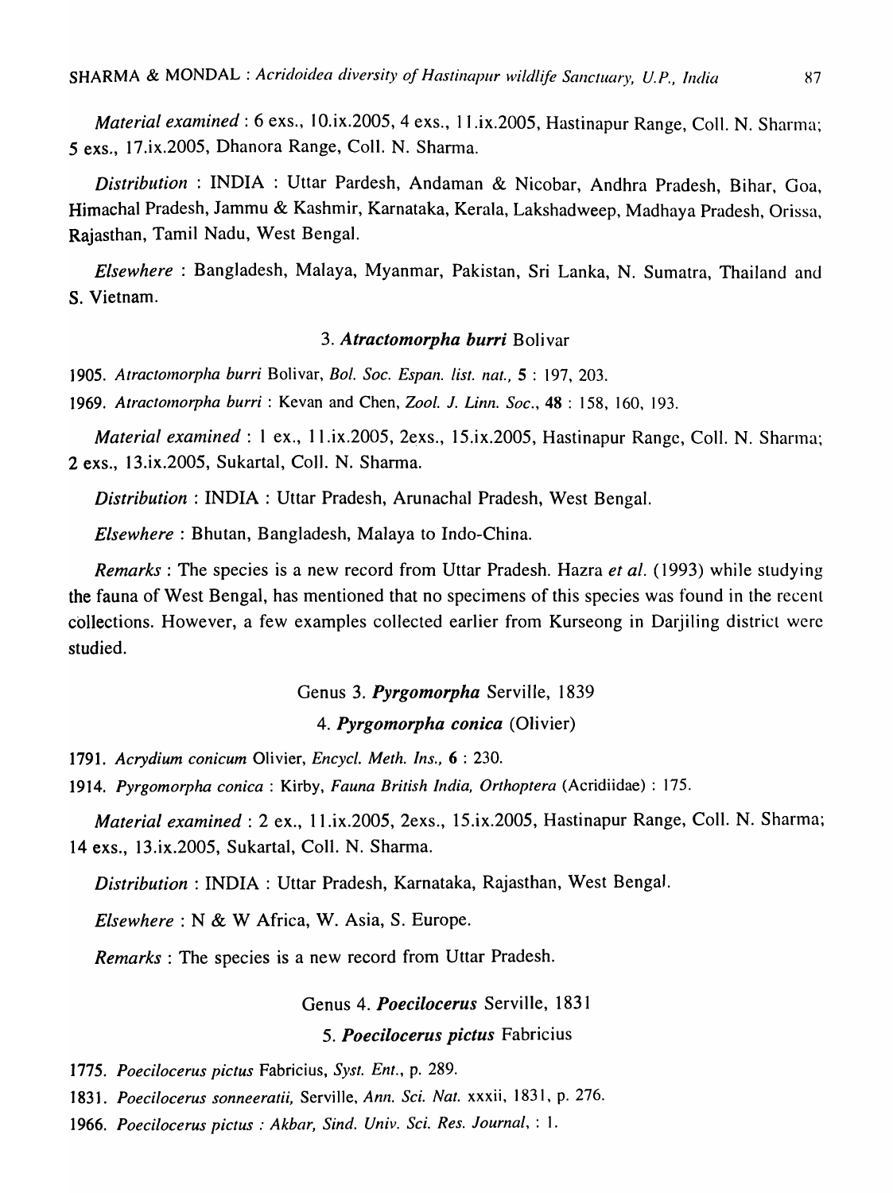*Material examined* : 6 exs., 10.ix.2005, 4 exs., 11.ix.2005, Hastinapur Range, Coll. N. Sharma; 5 exs., 17.ix.2005, Dhanora Range, Coll. N. Sharma.

*Distribution* : INDIA : Uttar Pardesh, Andaman & Nicobar, Andhra Pradesh, Bihar, Goa, Himachal Pradesh, Jammu & Kashmir, Karnataka, Kerala, Lakshadweep, Madhaya Pradesh, Orissa, Rajasthan, Tamil Nadu, West Bengal.

*Elsewhere* : Bangladesh, Malaya, Myanmar, Pakistan, Sri Lanka, N. Sumatra, Thailand and S. Vietnam.

### 3. ***Atractomorpha burri*** Bolivar

1905. *Atractomorpha burri* Bolivar, *Bol. Soc. Espan. list. nat.*, **5** : 197, 203.

1969. *Atractomorpha burri* : Kevan and Chen, *Zool. J. Linn. Soc.*, **48** : 158, 160, 193.

*Material examined* : 1 ex., 11.ix.2005, 2exs., 15.ix.2005, Hastinapur Range, Coll. N. Sharma; 2 exs., 13.ix.2005, Sukartal, Coll. N. Sharma.

*Distribution* : INDIA : Uttar Pradesh, Arunachal Pradesh, West Bengal.

*Elsewhere* : Bhutan, Bangladesh, Malaya to Indo-China.

*Remarks* : The species is a new record from Uttar Pradesh. Hazra *et al.* (1993) while studying the fauna of West Bengal, has mentioned that no specimens of this species was found in the recent collections. However, a few examples collected earlier from Kurseong in Darjiling district were studied.

## Genus 3. ***Pyrgomorpha*** Serville, 1839

### 4. ***Pyrgomorpha conica*** (Olivier)

1791. *Acrydium conicum* Olivier, *Encycl. Meth. Ins.*, **6** : 230.

1914. *Pyrgomorpha conica* : Kirby, *Fauna British India, Orthoptera* (Acridiidae) : 175.

*Material examined* : 2 ex., 11.ix.2005, 2exs., 15.ix.2005, Hastinapur Range, Coll. N. Sharma; 14 exs., 13.ix.2005, Sukartal, Coll. N. Sharma.

*Distribution* : INDIA : Uttar Pradesh, Karnataka, Rajasthan, West Bengal.

*Elsewhere* : N & W Africa, W. Asia, S. Europe.

*Remarks* : The species is a new record from Uttar Pradesh.

## Genus 4. ***Poecilocerus*** Serville, 1831

### 5. ***Poecilocerus pictus*** Fabricius

1775. *Poecilocerus pictus* Fabricius, *Syst. Ent.*, p. 289.

1831. *Poecilocerus sonneeratii*, Serville, *Ann. Sci. Nat.* xxxii, 1831, p. 276.

1966. *Poecilocerus pictus : Akbar, Sind. Univ. Sci. Res. Journal*, : 1.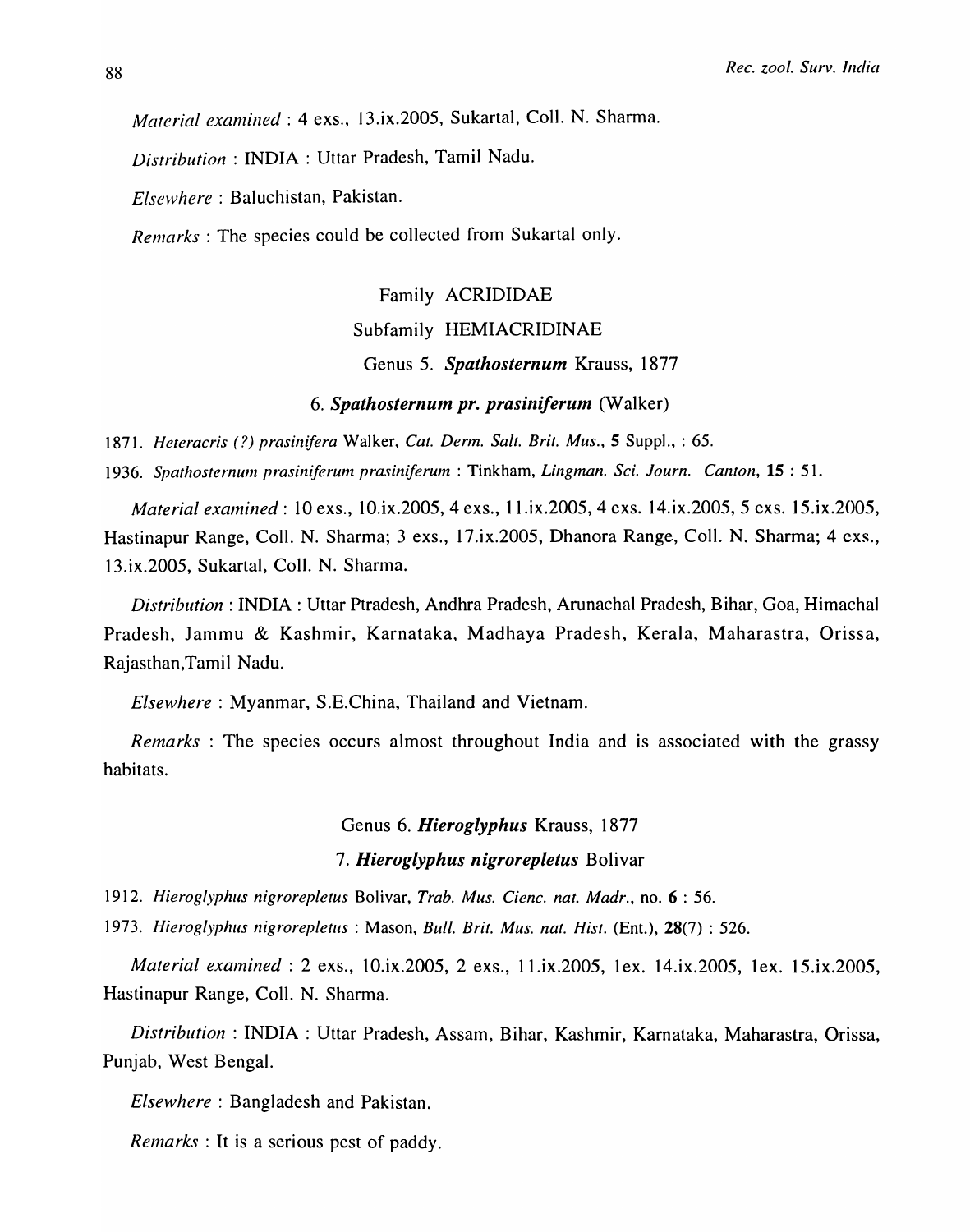*Material examined* : 4 exs., 13.ix.2005, Sukartal, Coll. N. Sharma.

*Distribution* : INDIA : Uttar Pradesh, Tamil Nadu.

*Elsewhere* : Baluchistan, Pakistan.

*Remarks* : The species could be collected from Sukartal only.

## Family ACRIDIDAE

### Subfamily HEMIACRIDINAE

#### Genus 5. ***Spathosternum*** Krauss, 1877

#### 6. ***Spathosternum pr. prasiniferum*** (Walker)

1871. *Heteracris (?) prasinifera* Walker, *Cat. Derm. Salt. Brit. Mus.*, **5** Suppl., : 65.

1936. *Spathosternum prasiniferum prasiniferum* : Tinkham, *Lingman. Sci. Journ. Canton*, **15** : 51.

*Material examined* : 10 exs., 10.ix.2005, 4 exs., 11.ix.2005, 4 exs. 14.ix.2005, 5 exs. 15.ix.2005, Hastinapur Range, Coll. N. Sharma; 3 exs., 17.ix.2005, Dhanora Range, Coll. N. Sharma; 4 exs., 13.ix.2005, Sukartal, Coll. N. Sharma.

*Distribution* : INDIA : Uttar Ptradesh, Andhra Pradesh, Arunachal Pradesh, Bihar, Goa, Himachal Pradesh, Jammu & Kashmir, Karnataka, Madhaya Pradesh, Kerala, Maharastra, Orissa, Rajasthan,Tamil Nadu.

*Elsewhere* : Myanmar, S.E.China, Thailand and Vietnam.

*Remarks* : The species occurs almost throughout India and is associated with the grassy habitats.

#### Genus 6. ***Hieroglyphus*** Krauss, 1877

#### 7. ***Hieroglyphus nigrorepletus*** Bolivar

1912. *Hieroglyphus nigrorepletus* Bolivar, *Trab. Mus. Cienc. nat. Madr.*, no. **6** : 56.

1973. *Hieroglyphus nigrorepletus* : Mason, *Bull. Brit. Mus. nat. Hist.* (Ent.), **28**(7) : 526.

*Material examined* : 2 exs., 10.ix.2005, 2 exs., 11.ix.2005, 1ex. 14.ix.2005, 1ex. 15.ix.2005, Hastinapur Range, Coll. N. Sharma.

*Distribution* : INDIA : Uttar Pradesh, Assam, Bihar, Kashmir, Karnataka, Maharastra, Orissa, Punjab, West Bengal.

*Elsewhere* : Bangladesh and Pakistan.

*Remarks* : It is a serious pest of paddy.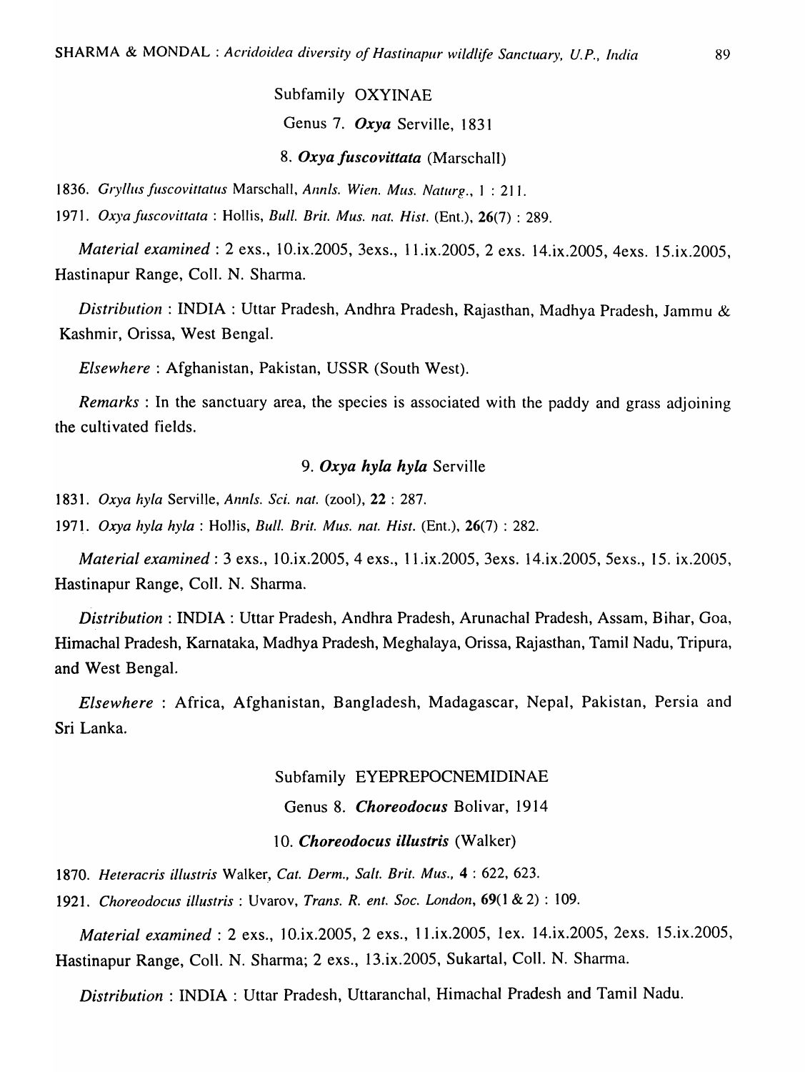## Subfamily OXYINAE

### Genus 7. *Oxya* Serville, 1831

#### 8. *Oxya fuscovittata* (Marschall)

1836. *Gryllus fuscovittatus* Marschall, *Annls. Wien. Mus. Naturg.*, 1 : 211.

1971. *Oxya fuscovittata* : Hollis, *Bull. Brit. Mus. nat. Hist.* (Ent.), **26**(7) : 289.

*Material examined* : 2 exs., 10.ix.2005, 3exs., 11.ix.2005, 2 exs. 14.ix.2005, 4exs. 15.ix.2005, Hastinapur Range, Coll. N. Sharma.

*Distribution* : INDIA : Uttar Pradesh, Andhra Pradesh, Rajasthan, Madhya Pradesh, Jammu & Kashmir, Orissa, West Bengal.

*Elsewhere* : Afghanistan, Pakistan, USSR (South West).

*Remarks* : In the sanctuary area, the species is associated with the paddy and grass adjoining the cultivated fields.

#### 9. *Oxya hyla hyla* Serville

1831. *Oxya hyla* Serville, *Annls. Sci. nat.* (zool), **22** : 287.

1971. *Oxya hyla hyla* : Hollis, *Bull. Brit. Mus. nat. Hist.* (Ent.), **26**(7) : 282.

*Material examined* : 3 exs., 10.ix.2005, 4 exs., 11.ix.2005, 3exs. 14.ix.2005, 5exs., 15. ix.2005, Hastinapur Range, Coll. N. Sharma.

*Distribution* : INDIA : Uttar Pradesh, Andhra Pradesh, Arunachal Pradesh, Assam, Bihar, Goa, Himachal Pradesh, Karnataka, Madhya Pradesh, Meghalaya, Orissa, Rajasthan, Tamil Nadu, Tripura, and West Bengal.

*Elsewhere* : Africa, Afghanistan, Bangladesh, Madagascar, Nepal, Pakistan, Persia and Sri Lanka.

## Subfamily EYEPREPOCNEMIDINAE

### Genus 8. *Choreodocus* Bolivar, 1914

#### 10. *Choreodocus illustris* (Walker)

1870. *Heteracris illustris* Walker, *Cat. Derm., Salt. Brit. Mus.*, **4** : 622, 623.

1921. *Choreodocus illustris* : Uvarov, *Trans. R. ent. Soc. London*, **69**(1 & 2) : 109.

*Material examined* : 2 exs., 10.ix.2005, 2 exs., 11.ix.2005, 1ex. 14.ix.2005, 2exs. 15.ix.2005, Hastinapur Range, Coll. N. Sharma; 2 exs., 13.ix.2005, Sukartal, Coll. N. Sharma.

*Distribution* : INDIA : Uttar Pradesh, Uttaranchal, Himachal Pradesh and Tamil Nadu.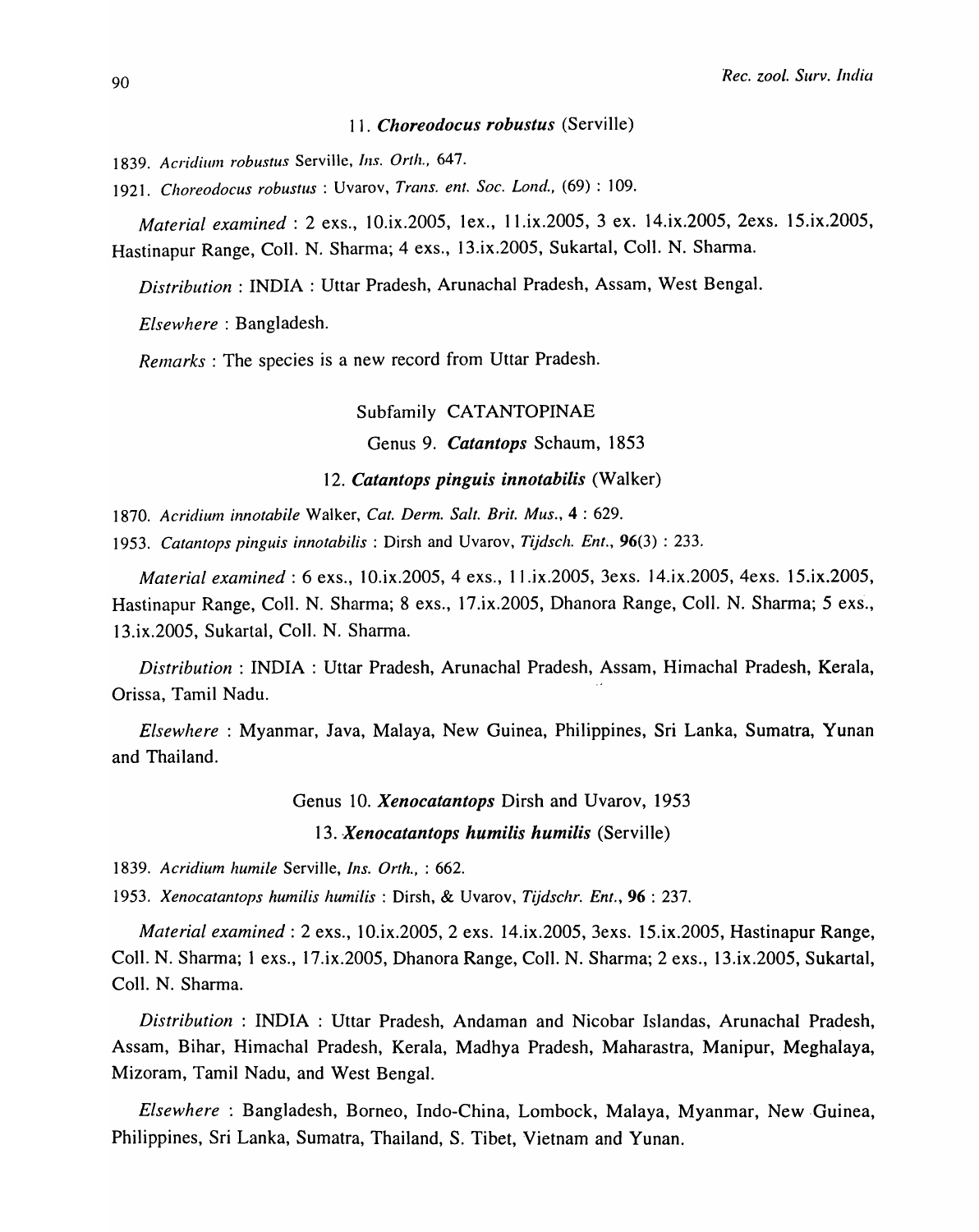### 11. *Choreodocus robustus* (Serville)

1839. *Acridium robustus* Serville, *Ins. Orth.*, 647.

1921. *Choreodocus robustus* : Uvarov, *Trans. ent. Soc. Lond.*, (69) : 109.

*Material examined* : 2 exs., 10.ix.2005, 1ex., 11.ix.2005, 3 ex. 14.ix.2005, 2exs. 15.ix.2005, Hastinapur Range, Coll. N. Sharma; 4 exs., 13.ix.2005, Sukartal, Coll. N. Sharma.

*Distribution* : INDIA : Uttar Pradesh, Arunachal Pradesh, Assam, West Bengal.

*Elsewhere* : Bangladesh.

*Remarks* : The species is a new record from Uttar Pradesh.

## Subfamily CATANTOPINAE

### Genus 9. *Catantops* Schaum, 1853

### 12. *Catantops pinguis innotabilis* (Walker)

1870. *Acridium innotabile* Walker, *Cat. Derm. Salt. Brit. Mus.*, **4** : 629.

1953. *Catantops pinguis innotabilis* : Dirsh and Uvarov, *Tijdsch. Ent.*, **96**(3) : 233.

*Material examined* : 6 exs., 10.ix.2005, 4 exs., 11.ix.2005, 3exs. 14.ix.2005, 4exs. 15.ix.2005, Hastinapur Range, Coll. N. Sharma; 8 exs., 17.ix.2005, Dhanora Range, Coll. N. Sharma; 5 exs., 13.ix.2005, Sukartal, Coll. N. Sharma.

*Distribution* : INDIA : Uttar Pradesh, Arunachal Pradesh, Assam, Himachal Pradesh, Kerala, Orissa, Tamil Nadu.

*Elsewhere* : Myanmar, Java, Malaya, New Guinea, Philippines, Sri Lanka, Sumatra, Yunan and Thailand.

### Genus 10. *Xenocatantops* Dirsh and Uvarov, 1953

### 13. *Xenocatantops humilis humilis* (Serville)

1839. *Acridium humile* Serville, *Ins. Orth.*, : 662.

1953. *Xenocatantops humilis humilis* : Dirsh, & Uvarov, *Tijdschr. Ent.*, **96** : 237.

*Material examined* : 2 exs., 10.ix.2005, 2 exs. 14.ix.2005, 3exs. 15.ix.2005, Hastinapur Range, Coll. N. Sharma; 1 exs., 17.ix.2005, Dhanora Range, Coll. N. Sharma; 2 exs., 13.ix.2005, Sukartal, Coll. N. Sharma.

*Distribution* : INDIA : Uttar Pradesh, Andaman and Nicobar Islandas, Arunachal Pradesh, Assam, Bihar, Himachal Pradesh, Kerala, Madhya Pradesh, Maharastra, Manipur, Meghalaya, Mizoram, Tamil Nadu, and West Bengal.

*Elsewhere* : Bangladesh, Borneo, Indo-China, Lombock, Malaya, Myanmar, New Guinea, Philippines, Sri Lanka, Sumatra, Thailand, S. Tibet, Vietnam and Yunan.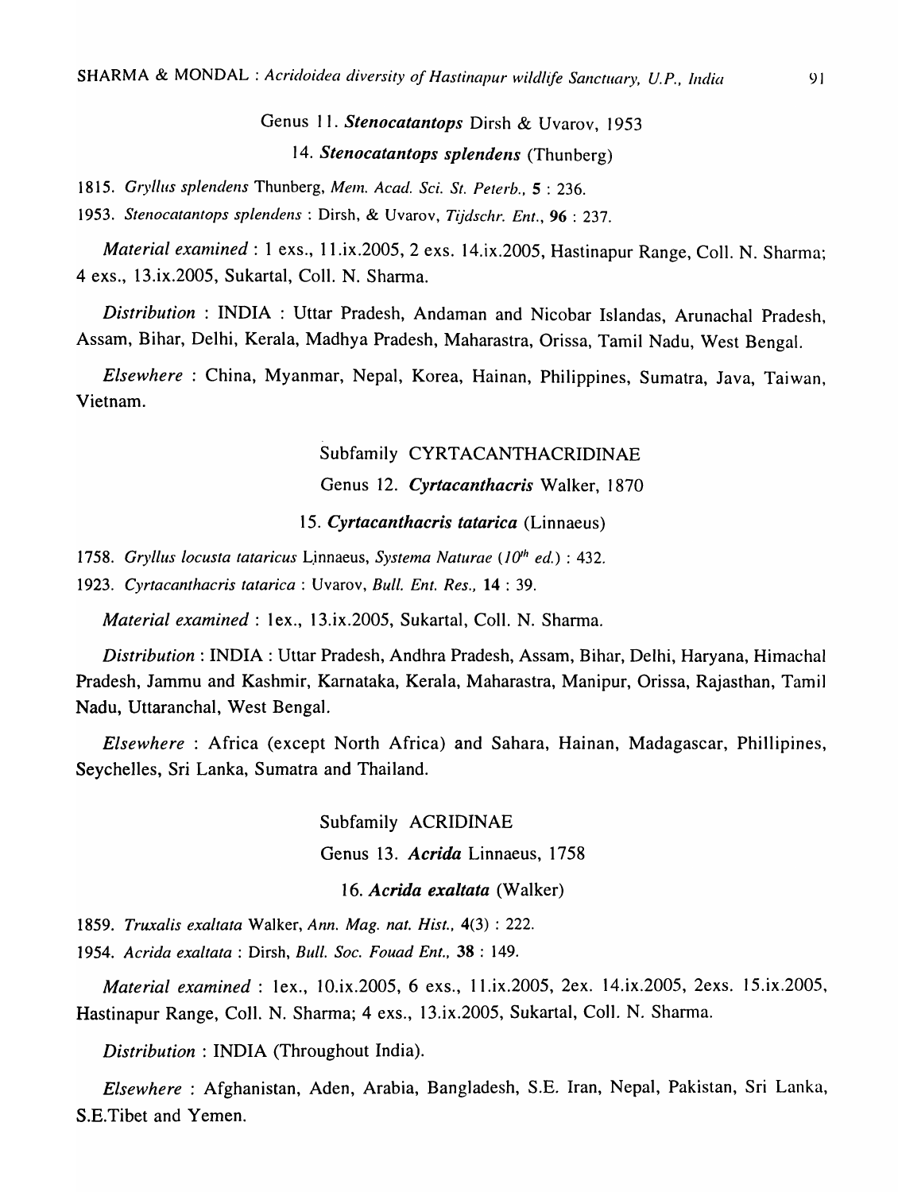Genus 11. ***Stenocatantops*** Dirsh & Uvarov, 1953

14. ***Stenocatantops splendens*** (Thunberg)

1815. *Gryllus splendens* Thunberg, *Mem. Acad. Sci. St. Peterb.*, **5** : 236.

1953. *Stenocatantops splendens* : Dirsh, & Uvarov, *Tijdschr. Ent.*, **96** : 237.

*Material examined* : 1 exs., 11.ix.2005, 2 exs. 14.ix.2005, Hastinapur Range, Coll. N. Sharma; 4 exs., 13.ix.2005, Sukartal, Coll. N. Sharma.

*Distribution* : INDIA : Uttar Pradesh, Andaman and Nicobar Islandas, Arunachal Pradesh, Assam, Bihar, Delhi, Kerala, Madhya Pradesh, Maharastra, Orissa, Tamil Nadu, West Bengal.

*Elsewhere* : China, Myanmar, Nepal, Korea, Hainan, Philippines, Sumatra, Java, Taiwan, Vietnam.

Subfamily CYRTACANTHACRIDINAE

Genus 12. ***Cyrtacanthacris*** Walker, 1870

15. ***Cyrtacanthacris tatarica*** (Linnaeus)

1758. *Gryllus locusta tataricus* Linnaeus, *Systema Naturae (10th ed.)* : 432.

1923. *Cyrtacanthacris tatarica* : Uvarov, *Bull. Ent. Res.*, **14** : 39.

*Material examined* : 1ex., 13.ix.2005, Sukartal, Coll. N. Sharma.

*Distribution* : INDIA : Uttar Pradesh, Andhra Pradesh, Assam, Bihar, Delhi, Haryana, Himachal Pradesh, Jammu and Kashmir, Karnataka, Kerala, Maharastra, Manipur, Orissa, Rajasthan, Tamil Nadu, Uttaranchal, West Bengal.

*Elsewhere* : Africa (except North Africa) and Sahara, Hainan, Madagascar, Phillipines, Seychelles, Sri Lanka, Sumatra and Thailand.

Subfamily ACRIDINAE

Genus 13. ***Acrida*** Linnaeus, 1758

16. ***Acrida exaltata*** (Walker)

1859. *Truxalis exaltata* Walker, *Ann. Mag. nat. Hist.*, **4**(3) : 222.

1954. *Acrida exaltata* : Dirsh, *Bull. Soc. Fouad Ent.*, **38** : 149.

*Material examined* : 1ex., 10.ix.2005, 6 exs., 11.ix.2005, 2ex. 14.ix.2005, 2exs. 15.ix.2005, Hastinapur Range, Coll. N. Sharma; 4 exs., 13.ix.2005, Sukartal, Coll. N. Sharma.

*Distribution* : INDIA (Throughout India).

*Elsewhere* : Afghanistan, Aden, Arabia, Bangladesh, S.E. Iran, Nepal, Pakistan, Sri Lanka, S.E.Tibet and Yemen.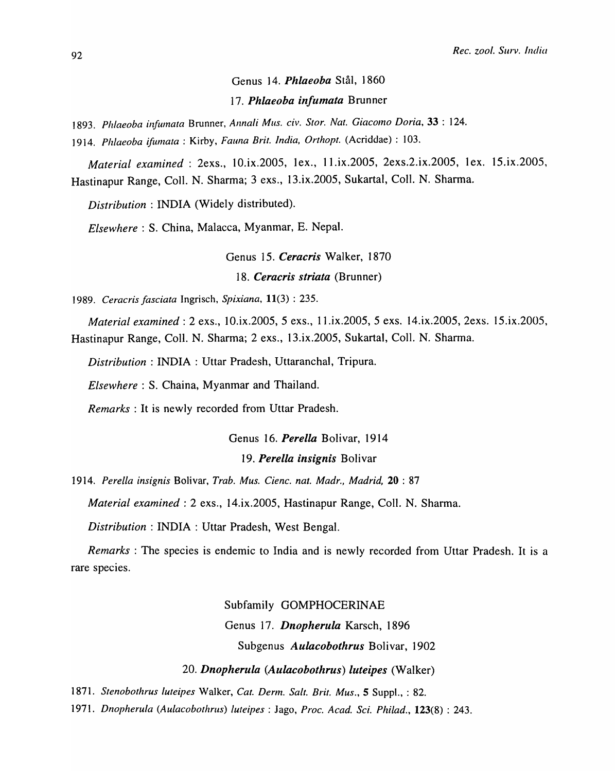Genus 14. ***Phlaeoba*** Stål, 1860

17. ***Phlaeoba infumata*** Brunner

1893. *Phlaeoba infumata* Brunner, *Annali Mus. civ. Stor. Nat. Giacomo Doria*, **33** : 124.

1914. *Phlaeoba ifumata* : Kirby, *Fauna Brit. India, Orthopt.* (Acriddae) : 103.

*Material examined* : 2exs., 10.ix.2005, 1ex., 11.ix.2005, 2exs.2.ix.2005, 1ex. 15.ix.2005, Hastinapur Range, Coll. N. Sharma; 3 exs., 13.ix.2005, Sukartal, Coll. N. Sharma.

*Distribution* : INDIA (Widely distributed).

*Elsewhere* : S. China, Malacca, Myanmar, E. Nepal.

Genus 15. ***Ceracris*** Walker, 1870

18. ***Ceracris striata*** (Brunner)

1989. *Ceracris fasciata* Ingrisch, *Spixiana*, **11**(3) : 235.

*Material examined* : 2 exs., 10.ix.2005, 5 exs., 11.ix.2005, 5 exs. 14.ix.2005, 2exs. 15.ix.2005, Hastinapur Range, Coll. N. Sharma; 2 exs., 13.ix.2005, Sukartal, Coll. N. Sharma.

*Distribution* : INDIA : Uttar Pradesh, Uttaranchal, Tripura.

*Elsewhere* : S. Chaina, Myanmar and Thailand.

*Remarks* : It is newly recorded from Uttar Pradesh.

Genus 16. ***Perella*** Bolivar, 1914

19. ***Perella insignis*** Bolivar

1914. *Perella insignis* Bolivar, *Trab. Mus. Cienc. nat. Madr., Madrid,* **20** : 87

*Material examined* : 2 exs., 14.ix.2005, Hastinapur Range, Coll. N. Sharma.

*Distribution* : INDIA : Uttar Pradesh, West Bengal.

*Remarks* : The species is endemic to India and is newly recorded from Uttar Pradesh. It is a rare species.

Subfamily GOMPHOCERINAE

Genus 17. ***Dnopherula*** Karsch, 1896

Subgenus ***Aulacobothrus*** Bolivar, 1902

20. ***Dnopherula (Aulacobothrus) luteipes*** (Walker)

1871. *Stenobothrus luteipes* Walker, *Cat. Derm. Salt. Brit. Mus.*, **5** Suppl., : 82.

1971. *Dnopherula (Aulacobothrus) luteipes* : Jago, *Proc. Acad. Sci. Philad.*, **123**(8) : 243.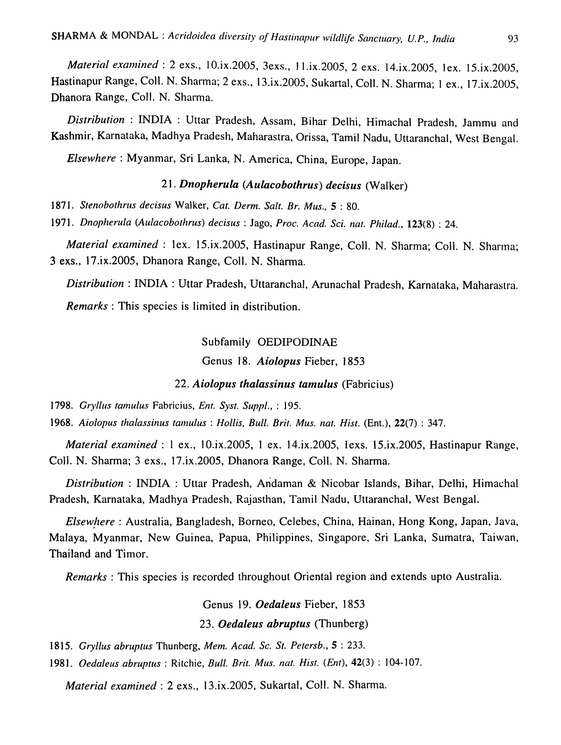*Material examined* : 2 exs., 10.ix.2005, 3exs., 11.ix.2005, 2 exs. 14.ix.2005, 1ex. 15.ix.2005, Hastinapur Range, Coll. N. Sharma; 2 exs., 13.ix.2005, Sukartal, Coll. N. Sharma; 1 ex., 17.ix.2005, Dhanora Range, Coll. N. Sharma.

*Distribution* : INDIA : Uttar Pradesh, Assam, Bihar Delhi, Himachal Pradesh, Jammu and Kashmir, Karnataka, Madhya Pradesh, Maharastra, Orissa, Tamil Nadu, Uttaranchal, West Bengal.

*Elsewhere* : Myanmar, Sri Lanka, N. America, China, Europe, Japan.

### 21. ***Dnopherula (Aulacobothrus) decisus*** (Walker)

1871. *Stenobothrus decisus* Walker, *Cat. Derm. Salt. Br. Mus.*, **5** : 80.

1971. *Dnopherula (Aulacobothrus) decisus* : Jago, *Proc. Acad. Sci. nat. Philad.*, **123**(8) : 24.

*Material examined* : 1ex. 15.ix.2005, Hastinapur Range, Coll. N. Sharma; Coll. N. Sharma; 3 exs., 17.ix.2005, Dhanora Range, Coll. N. Sharma.

*Distribution* : INDIA : Uttar Pradesh, Uttaranchal, Arunachal Pradesh, Karnataka, Maharastra.

*Remarks* : This species is limited in distribution.

## Subfamily OEDIPODINAE

### Genus 18. ***Aiolopus*** Fieber, 1853

### 22. ***Aiolopus thalassinus tamulus*** (Fabricius)

1798. *Gryllus tamulus* Fabricius, *Ent. Syst. Suppl.*, : 195.

1968. *Aiolopus thalassinus tamulus* : *Hollis, Bull. Brit. Mus. nat. Hist.* (Ent.), **22**(7) : 347.

*Material examined* : 1 ex., 10.ix.2005, 1 ex. 14.ix.2005, 1exs. 15.ix.2005, Hastinapur Range, Coll. N. Sharma; 3 exs., 17.ix.2005, Dhanora Range, Coll. N. Sharma.

*Distribution* : INDIA : Uttar Pradesh, Andaman & Nicobar Islands, Bihar, Delhi, Himachal Pradesh, Karnataka, Madhya Pradesh, Rajasthan, Tamil Nadu, Uttaranchal, West Bengal.

*Elsewhere* : Australia, Bangladesh, Borneo, Celebes, China, Hainan, Hong Kong, Japan, Java, Malaya, Myanmar, New Guinea, Papua, Philippines, Singapore, Sri Lanka, Sumatra, Taiwan, Thailand and Timor.

*Remarks* : This species is recorded throughout Oriental region and extends upto Australia.

### Genus 19. ***Oedaleus*** Fieber, 1853

### 23. ***Oedaleus abruptus*** (Thunberg)

1815. *Gryllus abruptus* Thunberg, *Mem. Acad. Sc. St. Petersb.*, **5** : 233.

1981. *Oedaleus abruptus* : Ritchie, *Bull. Brit. Mus. nat. Hist. (Ent)*, **42**(3) : 104-107.

*Material examined* : 2 exs., 13.ix.2005, Sukartal, Coll. N. Sharma.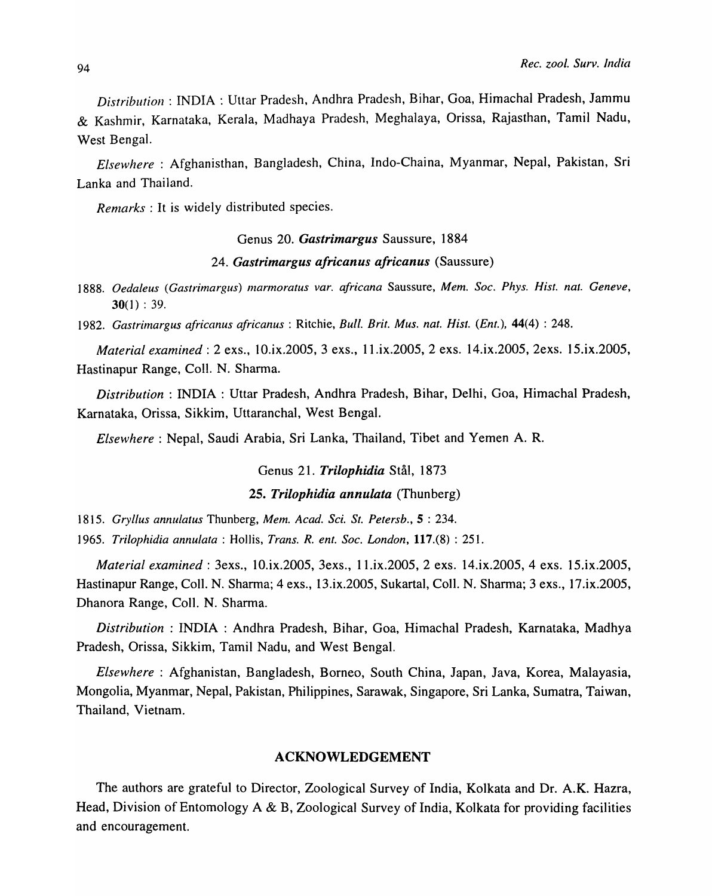*Distribution* : INDIA : Uttar Pradesh, Andhra Pradesh, Bihar, Goa, Himachal Pradesh, Jammu & Kashmir, Karnataka, Kerala, Madhaya Pradesh, Meghalaya, Orissa, Rajasthan, Tamil Nadu, West Bengal.

*Elsewhere* : Afghanisthan, Bangladesh, China, Indo-Chaina, Myanmar, Nepal, Pakistan, Sri Lanka and Thailand.

*Remarks* : It is widely distributed species.

Genus 20. ***Gastrimargus*** Saussure, 1884

24. ***Gastrimargus africanus africanus*** (Saussure)

1888. *Oedaleus (Gastrimargus) marmoratus var. africana* Saussure, *Mem. Soc. Phys. Hist. nat. Geneve*, **30**(1) : 39.

1982. *Gastrimargus africanus africanus* : Ritchie, *Bull. Brit. Mus. nat. Hist. (Ent.)*, **44**(4) : 248.

*Material examined* : 2 exs., 10.ix.2005, 3 exs., 11.ix.2005, 2 exs. 14.ix.2005, 2exs. 15.ix.2005, Hastinapur Range, Coll. N. Sharma.

*Distribution* : INDIA : Uttar Pradesh, Andhra Pradesh, Bihar, Delhi, Goa, Himachal Pradesh, Karnataka, Orissa, Sikkim, Uttaranchal, West Bengal.

*Elsewhere* : Nepal, Saudi Arabia, Sri Lanka, Thailand, Tibet and Yemen A. R.

Genus 21. ***Trilophidia*** Stål, 1873

**25. *Trilophidia annulata*** (Thunberg)

1815. *Gryllus annulatus* Thunberg, *Mem. Acad. Sci. St. Petersb.*, **5** : 234.

1965. *Trilophidia annulata* : Hollis, *Trans. R. ent. Soc. London*, **117**.(8) : 251.

*Material examined* : 3exs., 10.ix.2005, 3exs., 11.ix.2005, 2 exs. 14.ix.2005, 4 exs. 15.ix.2005, Hastinapur Range, Coll. N. Sharma; 4 exs., 13.ix.2005, Sukartal, Coll. N. Sharma; 3 exs., 17.ix.2005, Dhanora Range, Coll. N. Sharma.

*Distribution* : INDIA : Andhra Pradesh, Bihar, Goa, Himachal Pradesh, Karnataka, Madhya Pradesh, Orissa, Sikkim, Tamil Nadu, and West Bengal.

*Elsewhere* : Afghanistan, Bangladesh, Borneo, South China, Japan, Java, Korea, Malayasia, Mongolia, Myanmar, Nepal, Pakistan, Philippines, Sarawak, Singapore, Sri Lanka, Sumatra, Taiwan, Thailand, Vietnam.

## ACKNOWLEDGEMENT

The authors are grateful to Director, Zoological Survey of India, Kolkata and Dr. A.K. Hazra, Head, Division of Entomology A & B, Zoological Survey of India, Kolkata for providing facilities and encouragement.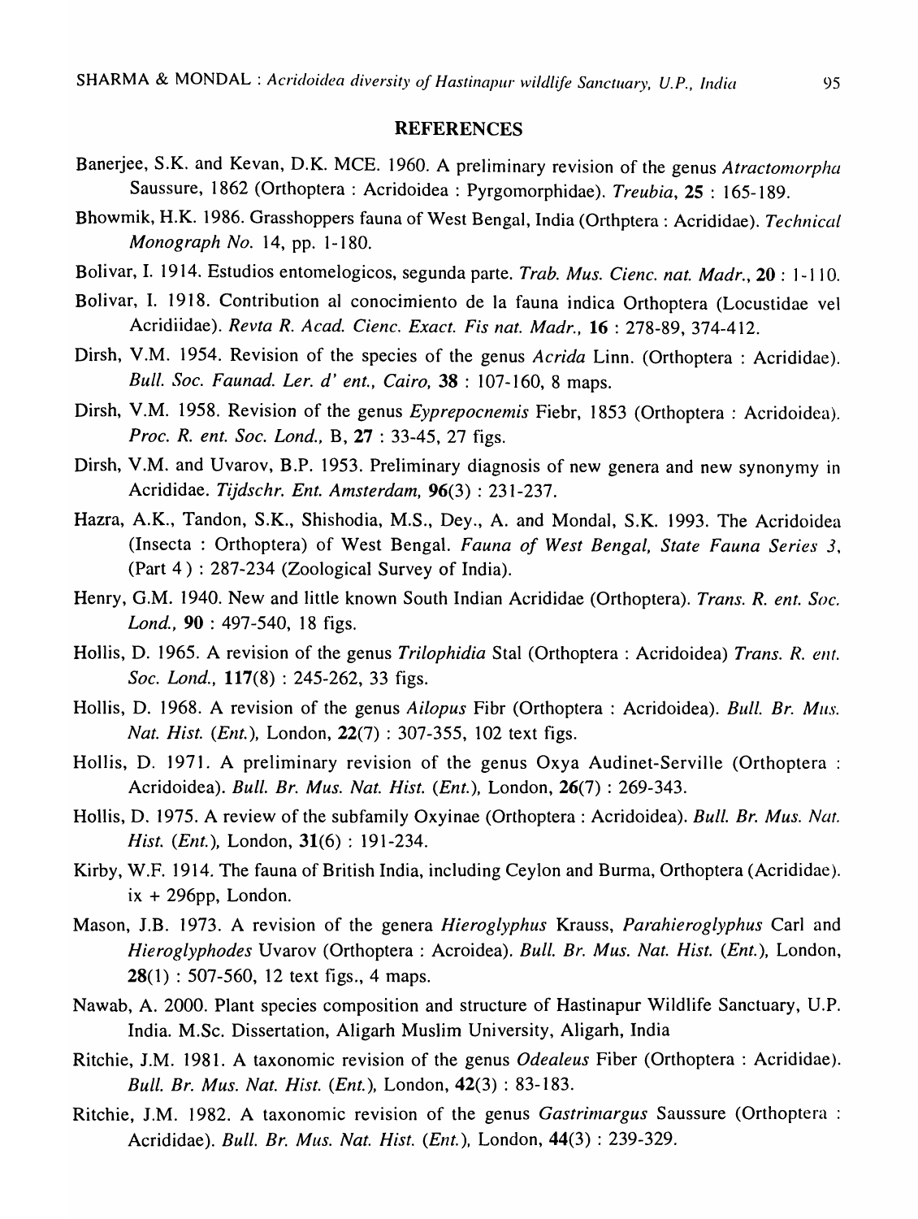## REFERENCES

Banerjee, S.K. and Kevan, D.K. MCE. 1960. A preliminary revision of the genus *Atractomorpha* Saussure, 1862 (Orthoptera : Acridoidea : Pyrgomorphidae). *Treubia*, **25** : 165-189.

Bhowmik, H.K. 1986. Grasshoppers fauna of West Bengal, India (Orthptera : Acrididae). *Technical Monograph No.* 14, pp. 1-180.

Bolivar, I. 1914. Estudios entomelogicos, segunda parte. *Trab. Mus. Cienc. nat. Madr.*, **20** : 1-110.

Bolivar, I. 1918. Contribution al conocimiento de la fauna indica Orthoptera (Locustidae vel Acridiidae). *Revta R. Acad. Cienc. Exact. Fis nat. Madr.*, **16** : 278-89, 374-412.

Dirsh, V.M. 1954. Revision of the species of the genus *Acrida* Linn. (Orthoptera : Acrididae). *Bull. Soc. Faunad. Ler. d' ent., Cairo,* **38** : 107-160, 8 maps.

Dirsh, V.M. 1958. Revision of the genus *Eyprepocnemis* Fiebr, 1853 (Orthoptera : Acridoidea). *Proc. R. ent. Soc. Lond.*, B, **27** : 33-45, 27 figs.

Dirsh, V.M. and Uvarov, B.P. 1953. Preliminary diagnosis of new genera and new synonymy in Acrididae. *Tijdschr. Ent. Amsterdam,* **96**(3) : 231-237.

Hazra, A.K., Tandon, S.K., Shishodia, M.S., Dey., A. and Mondal, S.K. 1993. The Acridoidea (Insecta : Orthoptera) of West Bengal. *Fauna of West Bengal, State Fauna Series 3*, (Part 4) : 287-234 (Zoological Survey of India).

Henry, G.M. 1940. New and little known South Indian Acrididae (Orthoptera). *Trans. R. ent. Soc. Lond.*, **90** : 497-540, 18 figs.

Hollis, D. 1965. A revision of the genus *Trilophidia* Stal (Orthoptera : Acridoidea) *Trans. R. ent. Soc. Lond.*, **117**(8) : 245-262, 33 figs.

Hollis, D. 1968. A revision of the genus *Ailopus* Fibr (Orthoptera : Acridoidea). *Bull. Br. Mus. Nat. Hist. (Ent.)*, London, **22**(7) : 307-355, 102 text figs.

Hollis, D. 1971. A preliminary revision of the genus Oxya Audinet-Serville (Orthoptera : Acridoidea). *Bull. Br. Mus. Nat. Hist. (Ent.)*, London, **26**(7) : 269-343.

Hollis, D. 1975. A review of the subfamily Oxyinae (Orthoptera : Acridoidea). *Bull. Br. Mus. Nat. Hist. (Ent.)*, London, **31**(6) : 191-234.

Kirby, W.F. 1914. The fauna of British India, including Ceylon and Burma, Orthoptera (Acrididae). ix + 296pp, London.

Mason, J.B. 1973. A revision of the genera *Hieroglyphus* Krauss, *Parahieroglyphus* Carl and *Hieroglyphodes* Uvarov (Orthoptera : Acroidea). *Bull. Br. Mus. Nat. Hist. (Ent.)*, London, **28**(1) : 507-560, 12 text figs., 4 maps.

Nawab, A. 2000. Plant species composition and structure of Hastinapur Wildlife Sanctuary, U.P. India. M.Sc. Dissertation, Aligarh Muslim University, Aligarh, India

Ritchie, J.M. 1981. A taxonomic revision of the genus *Odealeus* Fiber (Orthoptera : Acrididae). *Bull. Br. Mus. Nat. Hist. (Ent.)*, London, **42**(3) : 83-183.

Ritchie, J.M. 1982. A taxonomic revision of the genus *Gastrimargus* Saussure (Orthoptera : Acrididae). *Bull. Br. Mus. Nat. Hist. (Ent.)*, London, **44**(3) : 239-329.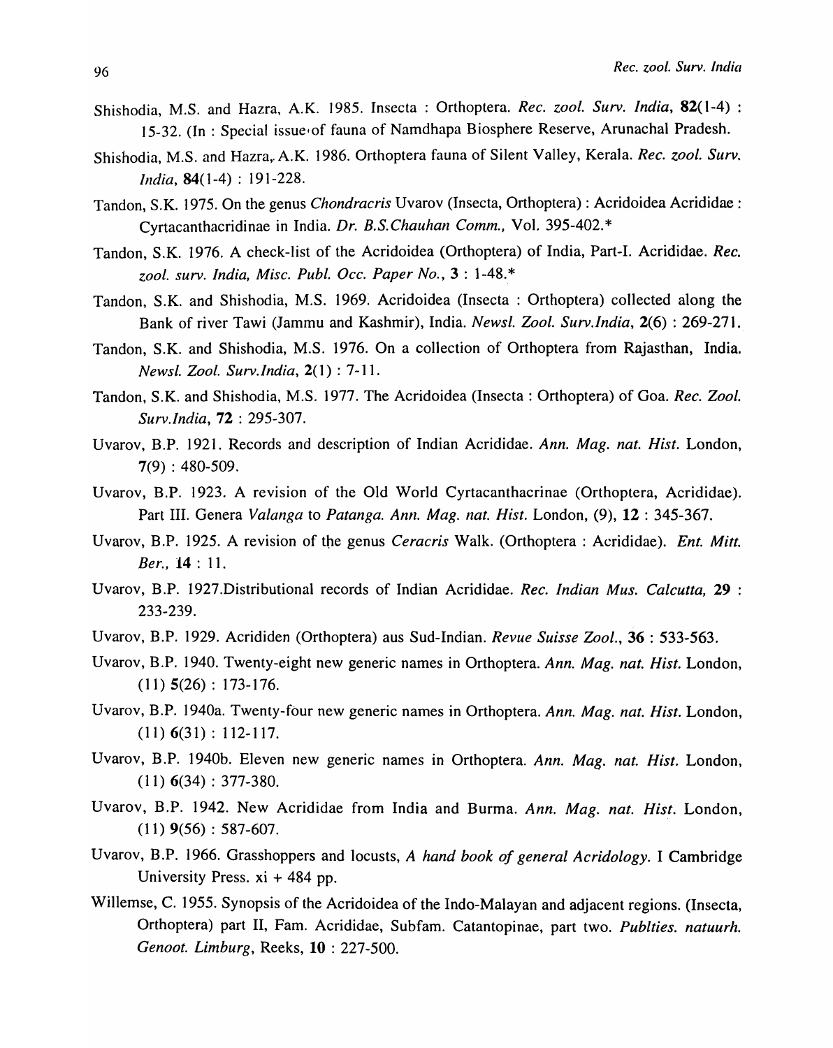Shishodia, M.S. and Hazra, A.K. 1985. Insecta : Orthoptera. *Rec. zool. Surv. India*, **82**(1-4) : 15-32. (In : Special issue of fauna of Namdhapa Biosphere Reserve, Arunachal Pradesh.

Shishodia, M.S. and Hazra, A.K. 1986. Orthoptera fauna of Silent Valley, Kerala. *Rec. zool. Surv. India*, **84**(1-4) : 191-228.

Tandon, S.K. 1975. On the genus *Chondracris* Uvarov (Insecta, Orthoptera) : Acridoidea Acrididae : Cyrtacanthacridinae in India. *Dr. B.S.Chauhan Comm.*, Vol. 395-402.*

Tandon, S.K. 1976. A check-list of the Acridoidea (Orthoptera) of India, Part-I. Acrididae. *Rec. zool. surv. India, Misc. Publ. Occ. Paper No.*, **3** : 1-48.*

Tandon, S.K. and Shishodia, M.S. 1969. Acridoidea (Insecta : Orthoptera) collected along the Bank of river Tawi (Jammu and Kashmir), India. *Newsl. Zool. Surv.India*, **2**(6) : 269-271.

Tandon, S.K. and Shishodia, M.S. 1976. On a collection of Orthoptera from Rajasthan, India. *Newsl. Zool. Surv.India*, **2**(1) : 7-11.

Tandon, S.K. and Shishodia, M.S. 1977. The Acridoidea (Insecta : Orthoptera) of Goa. *Rec. Zool. Surv.India*, **72** : 295-307.

Uvarov, B.P. 1921. Records and description of Indian Acrididae. *Ann. Mag. nat. Hist.* London, **7**(9) : 480-509.

Uvarov, B.P. 1923. A revision of the Old World Cyrtacanthacrinae (Orthoptera, Acrididae). Part III. Genera *Valanga* to *Patanga*. *Ann. Mag. nat. Hist.* London, (9), **12** : 345-367.

Uvarov, B.P. 1925. A revision of the genus *Ceracris* Walk. (Orthoptera : Acrididae). *Ent. Mitt. Ber.*, **14** : 11.

Uvarov, B.P. 1927.Distributional records of Indian Acrididae. *Rec. Indian Mus. Calcutta*, **29** : 233-239.

Uvarov, B.P. 1929. Acrididen (Orthoptera) aus Sud-Indian. *Revue Suisse Zool.*, **36** : 533-563.

Uvarov, B.P. 1940. Twenty-eight new generic names in Orthoptera. *Ann. Mag. nat. Hist.* London, (11) **5**(26) : 173-176.

Uvarov, B.P. 1940a. Twenty-four new generic names in Orthoptera. *Ann. Mag. nat. Hist.* London, (11) **6**(31) : 112-117.

Uvarov, B.P. 1940b. Eleven new generic names in Orthoptera. *Ann. Mag. nat. Hist.* London, (11) **6**(34) : 377-380.

Uvarov, B.P. 1942. New Acrididae from India and Burma. *Ann. Mag. nat. Hist.* London, (11) **9**(56) : 587-607.

Uvarov, B.P. 1966. Grasshoppers and locusts, *A hand book of general Acridology*. I Cambridge University Press. xi + 484 pp.

Willemse, C. 1955. Synopsis of the Acridoidea of the Indo-Malayan and adjacent regions. (Insecta, Orthoptera) part II, Fam. Acrididae, Subfam. Catantopinae, part two. *Publties. natuurh. Genoot. Limburg*, Reeks, **10** : 227-500.